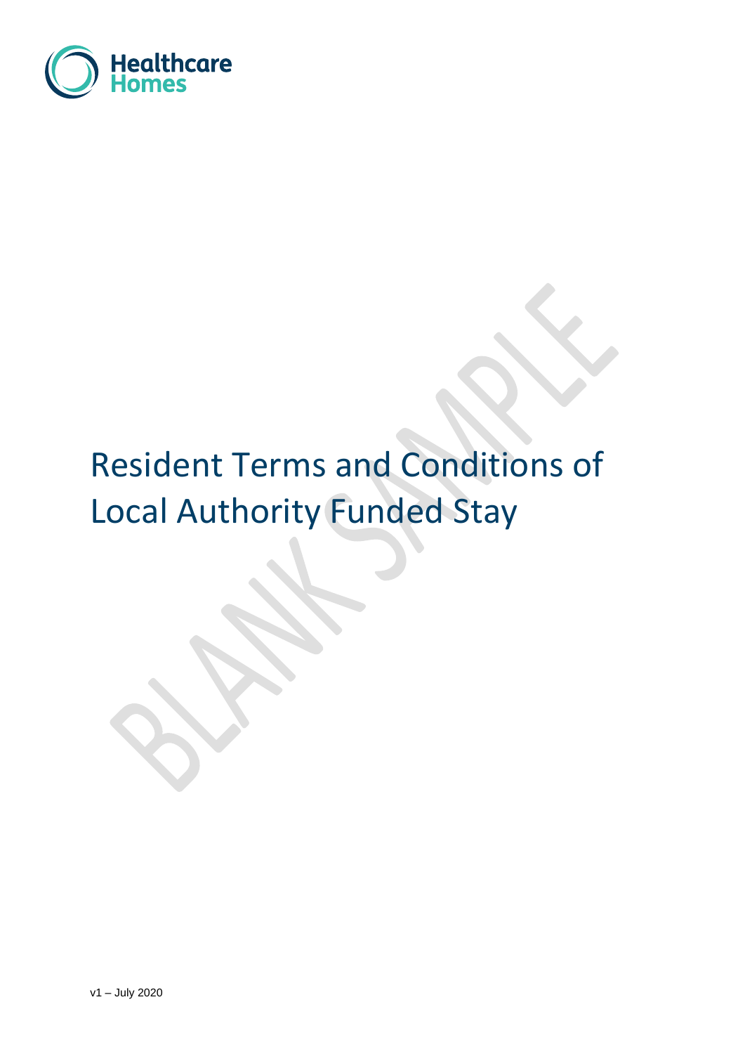Healthcare Homes

# Resident Terms and Conditions of Local Authority Funded Stay

v1 – July 2020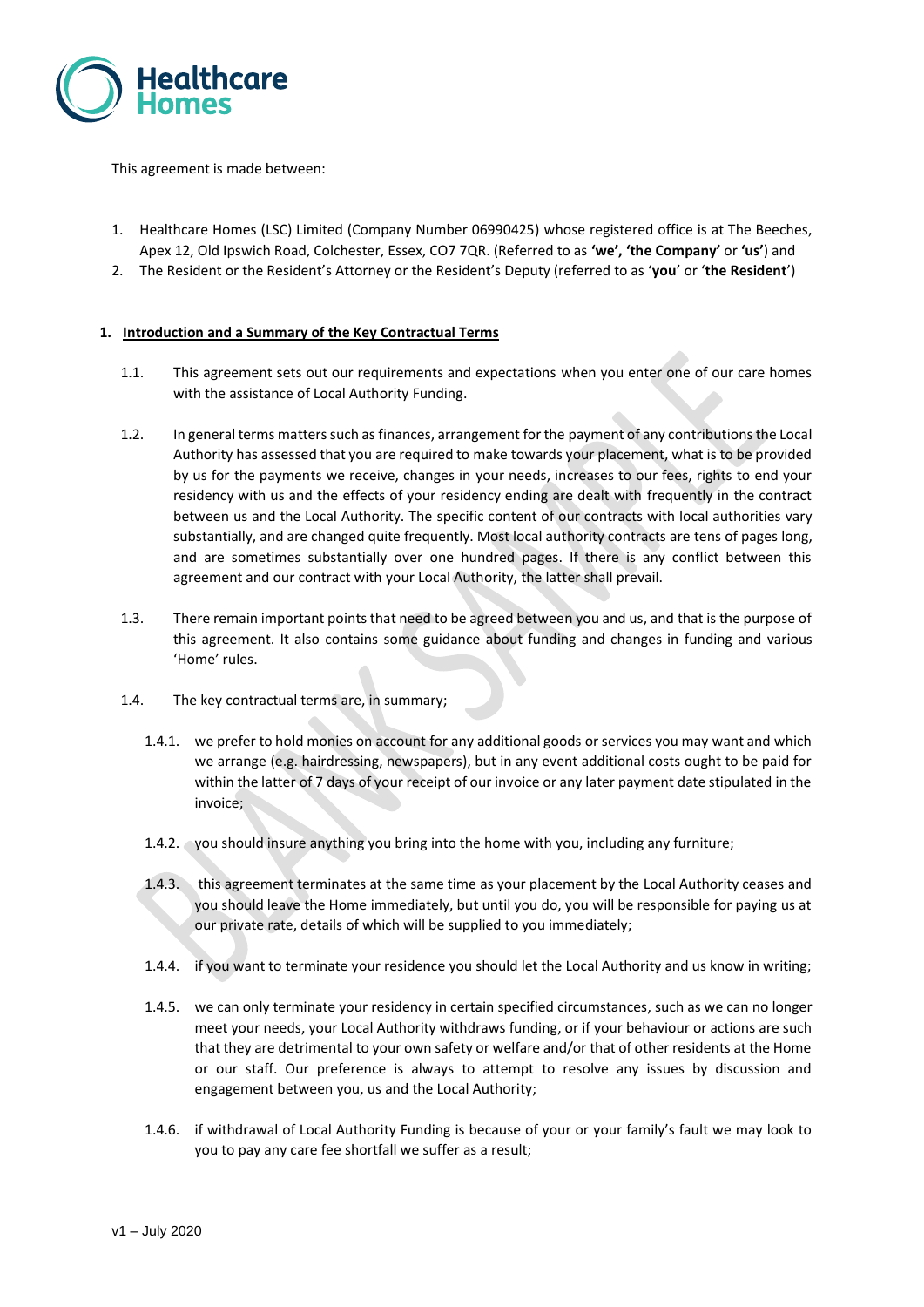This agreement is made between:

1. Healthcare Homes (LSC) Limited (Company Number 06990425) whose registered office is at The Beeches, Apex 12, Old Ipswich Road, Colchester, Essex, CO7 7QR. (Referred to as **'we', 'the Company'** or **'us'**) and
2. The Resident or the Resident's Attorney or the Resident's Deputy (referred to as '**you**' or '**the Resident**')

**1. Introduction and a Summary of the Key Contractual Terms**

1.1. This agreement sets out our requirements and expectations when you enter one of our care homes with the assistance of Local Authority Funding.

1.2. In general terms matters such as finances, arrangement for the payment of any contributions the Local Authority has assessed that you are required to make towards your placement, what is to be provided by us for the payments we receive, changes in your needs, increases to our fees, rights to end your residency with us and the effects of your residency ending are dealt with frequently in the contract between us and the Local Authority. The specific content of our contracts with local authorities vary substantially, and are changed quite frequently. Most local authority contracts are tens of pages long, and are sometimes substantially over one hundred pages. If there is any conflict between this agreement and our contract with your Local Authority, the latter shall prevail.

1.3. There remain important points that need to be agreed between you and us, and that is the purpose of this agreement. It also contains some guidance about funding and changes in funding and various 'Home' rules.

1.4. The key contractual terms are, in summary;

1.4.1. we prefer to hold monies on account for any additional goods or services you may want and which we arrange (e.g. hairdressing, newspapers), but in any event additional costs ought to be paid for within the latter of 7 days of your receipt of our invoice or any later payment date stipulated in the invoice;

1.4.2. you should insure anything you bring into the home with you, including any furniture;

1.4.3. this agreement terminates at the same time as your placement by the Local Authority ceases and you should leave the Home immediately, but until you do, you will be responsible for paying us at our private rate, details of which will be supplied to you immediately;

1.4.4. if you want to terminate your residence you should let the Local Authority and us know in writing;

1.4.5. we can only terminate your residency in certain specified circumstances, such as we can no longer meet your needs, your Local Authority withdraws funding, or if your behaviour or actions are such that they are detrimental to your own safety or welfare and/or that of other residents at the Home or our staff. Our preference is always to attempt to resolve any issues by discussion and engagement between you, us and the Local Authority;

1.4.6. if withdrawal of Local Authority Funding is because of your or your family's fault we may look to you to pay any care fee shortfall we suffer as a result;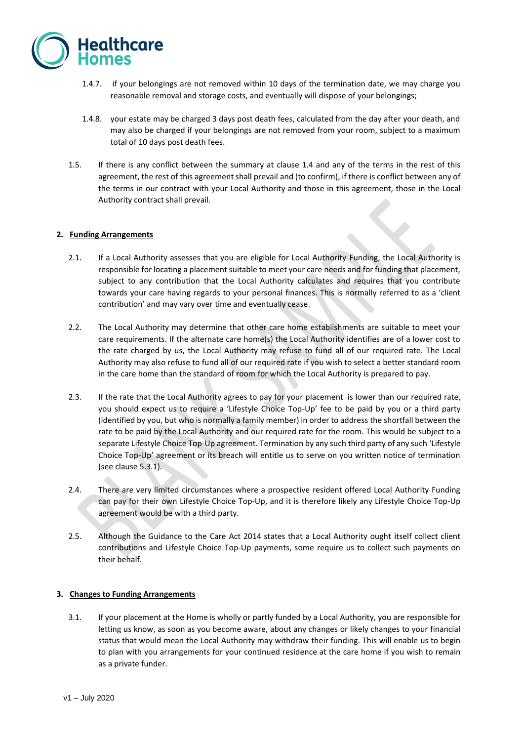1.4.7. if your belongings are not removed within 10 days of the termination date, we may charge you reasonable removal and storage costs, and eventually will dispose of your belongings;

1.4.8. your estate may be charged 3 days post death fees, calculated from the day after your death, and may also be charged if your belongings are not removed from your room, subject to a maximum total of 10 days post death fees.

1.5. If there is any conflict between the summary at clause 1.4 and any of the terms in the rest of this agreement, the rest of this agreement shall prevail and (to confirm), if there is conflict between any of the terms in our contract with your Local Authority and those in this agreement, those in the Local Authority contract shall prevail.

## 2. Funding Arrangements

2.1. If a Local Authority assesses that you are eligible for Local Authority Funding, the Local Authority is responsible for locating a placement suitable to meet your care needs and for funding that placement, subject to any contribution that the Local Authority calculates and requires that you contribute towards your care having regards to your personal finances. This is normally referred to as a 'client contribution' and may vary over time and eventually cease.

2.2. The Local Authority may determine that other care home establishments are suitable to meet your care requirements. If the alternate care home(s) the Local Authority identifies are of a lower cost to the rate charged by us, the Local Authority may refuse to fund all of our required rate. The Local Authority may also refuse to fund all of our required rate if you wish to select a better standard room in the care home than the standard of room for which the Local Authority is prepared to pay.

2.3. If the rate that the Local Authority agrees to pay for your placement is lower than our required rate, you should expect us to require a 'Lifestyle Choice Top-Up' fee to be paid by you or a third party (identified by you, but who is normally a family member) in order to address the shortfall between the rate to be paid by the Local Authority and our required rate for the room. This would be subject to a separate Lifestyle Choice Top-Up agreement. Termination by any such third party of any such 'Lifestyle Choice Top-Up' agreement or its breach will entitle us to serve on you written notice of termination (see clause 5.3.1).

2.4. There are very limited circumstances where a prospective resident offered Local Authority Funding can pay for their own Lifestyle Choice Top-Up, and it is therefore likely any Lifestyle Choice Top-Up agreement would be with a third party.

2.5. Although the Guidance to the Care Act 2014 states that a Local Authority ought itself collect client contributions and Lifestyle Choice Top-Up payments, some require us to collect such payments on their behalf.

## 3. Changes to Funding Arrangements

3.1. If your placement at the Home is wholly or partly funded by a Local Authority, you are responsible for letting us know, as soon as you become aware, about any changes or likely changes to your financial status that would mean the Local Authority may withdraw their funding. This will enable us to begin to plan with you arrangements for your continued residence at the care home if you wish to remain as a private funder.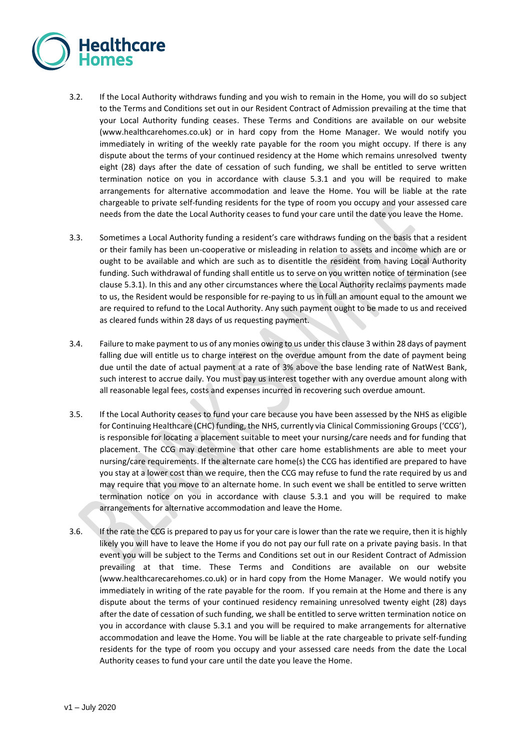3.2. If the Local Authority withdraws funding and you wish to remain in the Home, you will do so subject to the Terms and Conditions set out in our Resident Contract of Admission prevailing at the time that your Local Authority funding ceases. These Terms and Conditions are available on our website (www.healthcarehomes.co.uk) or in hard copy from the Home Manager. We would notify you immediately in writing of the weekly rate payable for the room you might occupy. If there is any dispute about the terms of your continued residency at the Home which remains unresolved twenty eight (28) days after the date of cessation of such funding, we shall be entitled to serve written termination notice on you in accordance with clause 5.3.1 and you will be required to make arrangements for alternative accommodation and leave the Home. You will be liable at the rate chargeable to private self-funding residents for the type of room you occupy and your assessed care needs from the date the Local Authority ceases to fund your care until the date you leave the Home.

3.3. Sometimes a Local Authority funding a resident's care withdraws funding on the basis that a resident or their family has been un-cooperative or misleading in relation to assets and income which are or ought to be available and which are such as to disentitle the resident from having Local Authority funding. Such withdrawal of funding shall entitle us to serve on you written notice of termination (see clause 5.3.1). In this and any other circumstances where the Local Authority reclaims payments made to us, the Resident would be responsible for re-paying to us in full an amount equal to the amount we are required to refund to the Local Authority. Any such payment ought to be made to us and received as cleared funds within 28 days of us requesting payment.

3.4. Failure to make payment to us of any monies owing to us under this clause 3 within 28 days of payment falling due will entitle us to charge interest on the overdue amount from the date of payment being due until the date of actual payment at a rate of 3% above the base lending rate of NatWest Bank, such interest to accrue daily. You must pay us interest together with any overdue amount along with all reasonable legal fees, costs and expenses incurred in recovering such overdue amount.

3.5. If the Local Authority ceases to fund your care because you have been assessed by the NHS as eligible for Continuing Healthcare (CHC) funding, the NHS, currently via Clinical Commissioning Groups ('CCG'), is responsible for locating a placement suitable to meet your nursing/care needs and for funding that placement. The CCG may determine that other care home establishments are able to meet your nursing/care requirements. If the alternate care home(s) the CCG has identified are prepared to have you stay at a lower cost than we require, then the CCG may refuse to fund the rate required by us and may require that you move to an alternate home. In such event we shall be entitled to serve written termination notice on you in accordance with clause 5.3.1 and you will be required to make arrangements for alternative accommodation and leave the Home.

3.6. If the rate the CCG is prepared to pay us for your care is lower than the rate we require, then it is highly likely you will have to leave the Home if you do not pay our full rate on a private paying basis. In that event you will be subject to the Terms and Conditions set out in our Resident Contract of Admission prevailing at that time. These Terms and Conditions are available on our website (www.healthcarecarehomes.co.uk) or in hard copy from the Home Manager. We would notify you immediately in writing of the rate payable for the room. If you remain at the Home and there is any dispute about the terms of your continued residency remaining unresolved twenty eight (28) days after the date of cessation of such funding, we shall be entitled to serve written termination notice on you in accordance with clause 5.3.1 and you will be required to make arrangements for alternative accommodation and leave the Home. You will be liable at the rate chargeable to private self-funding residents for the type of room you occupy and your assessed care needs from the date the Local Authority ceases to fund your care until the date you leave the Home.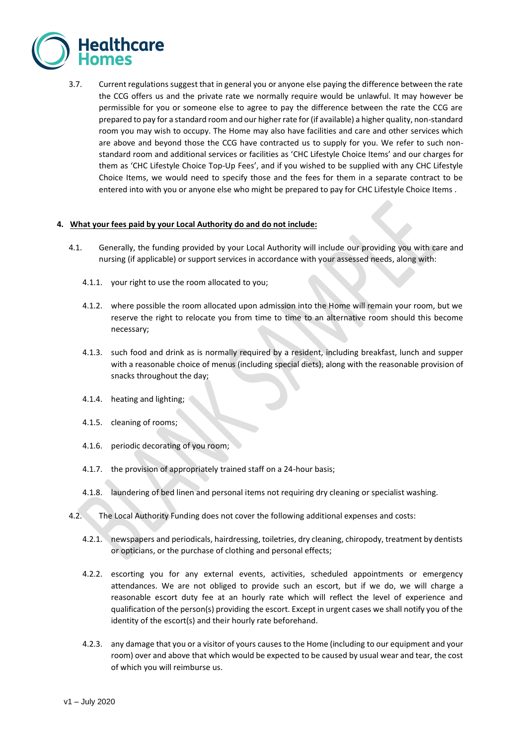3.7. Current regulations suggest that in general you or anyone else paying the difference between the rate the CCG offers us and the private rate we normally require would be unlawful. It may however be permissible for you or someone else to agree to pay the difference between the rate the CCG are prepared to pay for a standard room and our higher rate for (if available) a higher quality, non-standard room you may wish to occupy. The Home may also have facilities and care and other services which are above and beyond those the CCG have contracted us to supply for you. We refer to such non-standard room and additional services or facilities as 'CHC Lifestyle Choice Items' and our charges for them as 'CHC Lifestyle Choice Top-Up Fees', and if you wished to be supplied with any CHC Lifestyle Choice Items, we would need to specify those and the fees for them in a separate contract to be entered into with you or anyone else who might be prepared to pay for CHC Lifestyle Choice Items .

**4. <u>What your fees paid by your Local Authority do and do not include:</u>**

4.1. Generally, the funding provided by your Local Authority will include our providing you with care and nursing (if applicable) or support services in accordance with your assessed needs, along with:

4.1.1. your right to use the room allocated to you;

4.1.2. where possible the room allocated upon admission into the Home will remain your room, but we reserve the right to relocate you from time to time to an alternative room should this become necessary;

4.1.3. such food and drink as is normally required by a resident, including breakfast, lunch and supper with a reasonable choice of menus (including special diets), along with the reasonable provision of snacks throughout the day;

4.1.4. heating and lighting;

4.1.5. cleaning of rooms;

4.1.6. periodic decorating of you room;

4.1.7. the provision of appropriately trained staff on a 24-hour basis;

4.1.8. laundering of bed linen and personal items not requiring dry cleaning or specialist washing.

4.2. The Local Authority Funding does not cover the following additional expenses and costs:

4.2.1. newspapers and periodicals, hairdressing, toiletries, dry cleaning, chiropody, treatment by dentists or opticians, or the purchase of clothing and personal effects;

4.2.2. escorting you for any external events, activities, scheduled appointments or emergency attendances. We are not obliged to provide such an escort, but if we do, we will charge a reasonable escort duty fee at an hourly rate which will reflect the level of experience and qualification of the person(s) providing the escort. Except in urgent cases we shall notify you of the identity of the escort(s) and their hourly rate beforehand.

4.2.3. any damage that you or a visitor of yours causes to the Home (including to our equipment and your room) over and above that which would be expected to be caused by usual wear and tear, the cost of which you will reimburse us.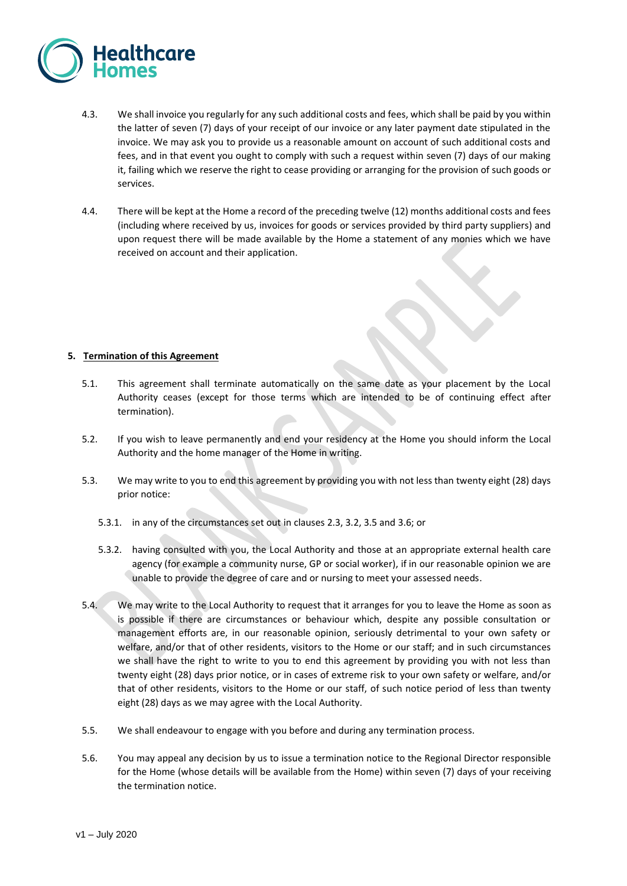4.3. We shall invoice you regularly for any such additional costs and fees, which shall be paid by you within the latter of seven (7) days of your receipt of our invoice or any later payment date stipulated in the invoice. We may ask you to provide us a reasonable amount on account of such additional costs and fees, and in that event you ought to comply with such a request within seven (7) days of our making it, failing which we reserve the right to cease providing or arranging for the provision of such goods or services.

4.4. There will be kept at the Home a record of the preceding twelve (12) months additional costs and fees (including where received by us, invoices for goods or services provided by third party suppliers) and upon request there will be made available by the Home a statement of any monies which we have received on account and their application.

**5. Termination of this Agreement**

5.1. This agreement shall terminate automatically on the same date as your placement by the Local Authority ceases (except for those terms which are intended to be of continuing effect after termination).

5.2. If you wish to leave permanently and end your residency at the Home you should inform the Local Authority and the home manager of the Home in writing.

5.3. We may write to you to end this agreement by providing you with not less than twenty eight (28) days prior notice:

5.3.1. in any of the circumstances set out in clauses 2.3, 3.2, 3.5 and 3.6; or

5.3.2. having consulted with you, the Local Authority and those at an appropriate external health care agency (for example a community nurse, GP or social worker), if in our reasonable opinion we are unable to provide the degree of care and or nursing to meet your assessed needs.

5.4. We may write to the Local Authority to request that it arranges for you to leave the Home as soon as is possible if there are circumstances or behaviour which, despite any possible consultation or management efforts are, in our reasonable opinion, seriously detrimental to your own safety or welfare, and/or that of other residents, visitors to the Home or our staff; and in such circumstances we shall have the right to write to you to end this agreement by providing you with not less than twenty eight (28) days prior notice, or in cases of extreme risk to your own safety or welfare, and/or that of other residents, visitors to the Home or our staff, of such notice period of less than twenty eight (28) days as we may agree with the Local Authority.

5.5. We shall endeavour to engage with you before and during any termination process.

5.6. You may appeal any decision by us to issue a termination notice to the Regional Director responsible for the Home (whose details will be available from the Home) within seven (7) days of your receiving the termination notice.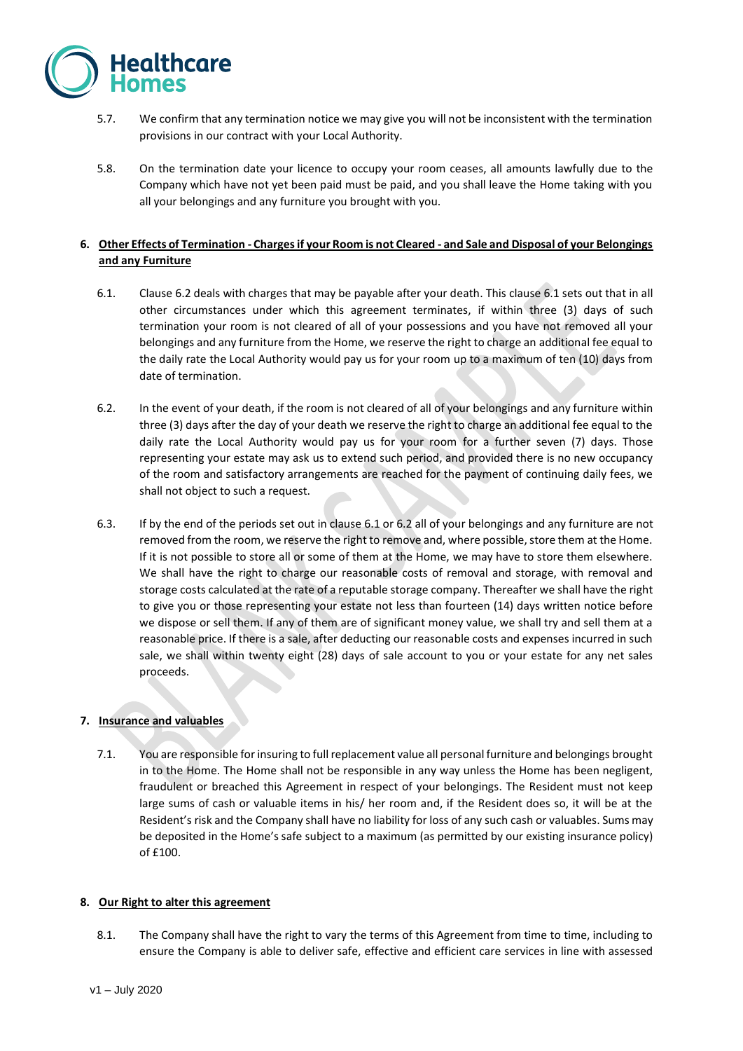5.7. We confirm that any termination notice we may give you will not be inconsistent with the termination provisions in our contract with your Local Authority.

5.8. On the termination date your licence to occupy your room ceases, all amounts lawfully due to the Company which have not yet been paid must be paid, and you shall leave the Home taking with you all your belongings and any furniture you brought with you.

## 6. Other Effects of Termination - Charges if your Room is not Cleared - and Sale and Disposal of your Belongings and any Furniture

6.1. Clause 6.2 deals with charges that may be payable after your death. This clause 6.1 sets out that in all other circumstances under which this agreement terminates, if within three (3) days of such termination your room is not cleared of all of your possessions and you have not removed all your belongings and any furniture from the Home, we reserve the right to charge an additional fee equal to the daily rate the Local Authority would pay us for your room up to a maximum of ten (10) days from date of termination.

6.2. In the event of your death, if the room is not cleared of all of your belongings and any furniture within three (3) days after the day of your death we reserve the right to charge an additional fee equal to the daily rate the Local Authority would pay us for your room for a further seven (7) days. Those representing your estate may ask us to extend such period, and provided there is no new occupancy of the room and satisfactory arrangements are reached for the payment of continuing daily fees, we shall not object to such a request.

6.3. If by the end of the periods set out in clause 6.1 or 6.2 all of your belongings and any furniture are not removed from the room, we reserve the right to remove and, where possible, store them at the Home. If it is not possible to store all or some of them at the Home, we may have to store them elsewhere. We shall have the right to charge our reasonable costs of removal and storage, with removal and storage costs calculated at the rate of a reputable storage company. Thereafter we shall have the right to give you or those representing your estate not less than fourteen (14) days written notice before we dispose or sell them. If any of them are of significant money value, we shall try and sell them at a reasonable price. If there is a sale, after deducting our reasonable costs and expenses incurred in such sale, we shall within twenty eight (28) days of sale account to you or your estate for any net sales proceeds.

## 7. Insurance and valuables

7.1. You are responsible for insuring to full replacement value all personal furniture and belongings brought in to the Home. The Home shall not be responsible in any way unless the Home has been negligent, fraudulent or breached this Agreement in respect of your belongings. The Resident must not keep large sums of cash or valuable items in his/ her room and, if the Resident does so, it will be at the Resident's risk and the Company shall have no liability for loss of any such cash or valuables. Sums may be deposited in the Home's safe subject to a maximum (as permitted by our existing insurance policy) of £100.

## 8. Our Right to alter this agreement

8.1. The Company shall have the right to vary the terms of this Agreement from time to time, including to ensure the Company is able to deliver safe, effective and efficient care services in line with assessed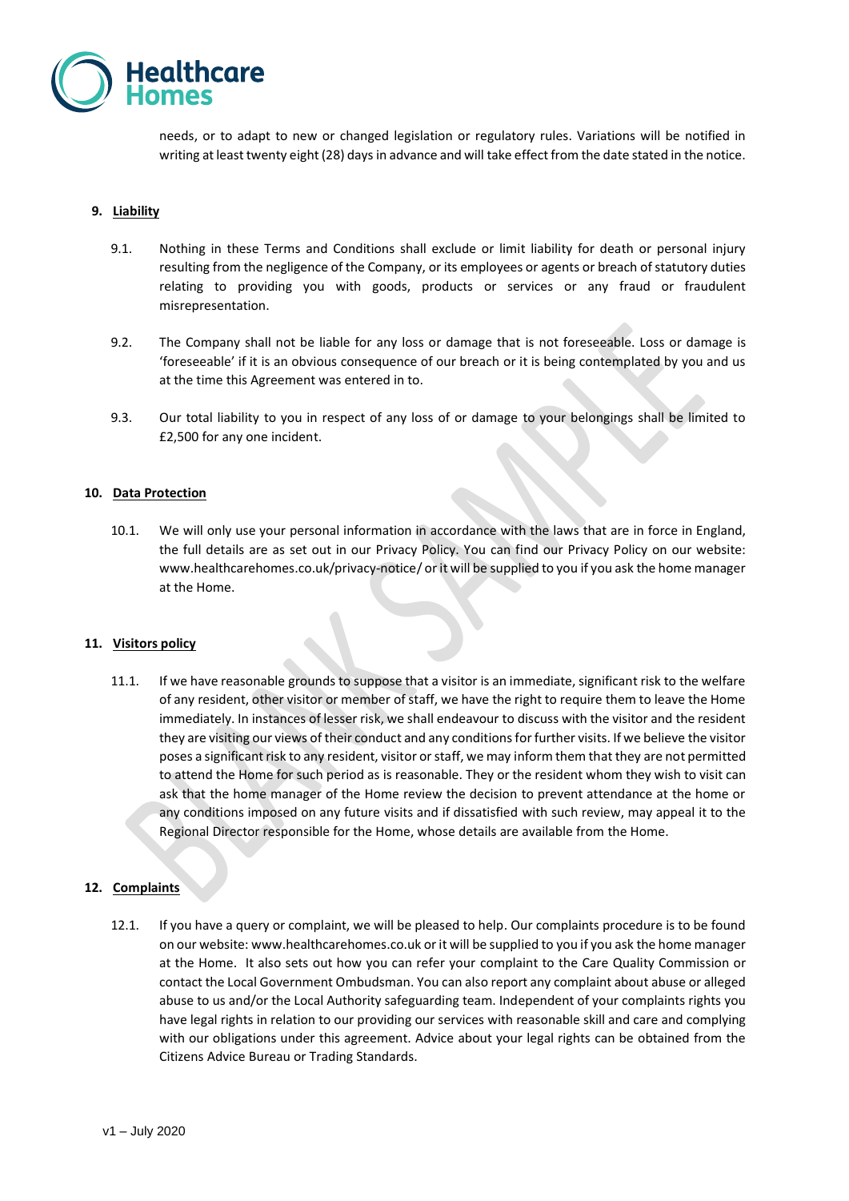needs, or to adapt to new or changed legislation or regulatory rules. Variations will be notified in writing at least twenty eight (28) days in advance and will take effect from the date stated in the notice.

## 9. Liability

9.1. Nothing in these Terms and Conditions shall exclude or limit liability for death or personal injury resulting from the negligence of the Company, or its employees or agents or breach of statutory duties relating to providing you with goods, products or services or any fraud or fraudulent misrepresentation.

9.2. The Company shall not be liable for any loss or damage that is not foreseeable. Loss or damage is 'foreseeable' if it is an obvious consequence of our breach or it is being contemplated by you and us at the time this Agreement was entered in to.

9.3. Our total liability to you in respect of any loss of or damage to your belongings shall be limited to £2,500 for any one incident.

## 10. Data Protection

10.1. We will only use your personal information in accordance with the laws that are in force in England, the full details are as set out in our Privacy Policy. You can find our Privacy Policy on our website: www.healthcarehomes.co.uk/privacy-notice/ or it will be supplied to you if you ask the home manager at the Home.

## 11. Visitors policy

11.1. If we have reasonable grounds to suppose that a visitor is an immediate, significant risk to the welfare of any resident, other visitor or member of staff, we have the right to require them to leave the Home immediately. In instances of lesser risk, we shall endeavour to discuss with the visitor and the resident they are visiting our views of their conduct and any conditions for further visits. If we believe the visitor poses a significant risk to any resident, visitor or staff, we may inform them that they are not permitted to attend the Home for such period as is reasonable. They or the resident whom they wish to visit can ask that the home manager of the Home review the decision to prevent attendance at the home or any conditions imposed on any future visits and if dissatisfied with such review, may appeal it to the Regional Director responsible for the Home, whose details are available from the Home.

## 12. Complaints

12.1. If you have a query or complaint, we will be pleased to help. Our complaints procedure is to be found on our website: www.healthcarehomes.co.uk or it will be supplied to you if you ask the home manager at the Home. It also sets out how you can refer your complaint to the Care Quality Commission or contact the Local Government Ombudsman. You can also report any complaint about abuse or alleged abuse to us and/or the Local Authority safeguarding team. Independent of your complaints rights you have legal rights in relation to our providing our services with reasonable skill and care and complying with our obligations under this agreement. Advice about your legal rights can be obtained from the Citizens Advice Bureau or Trading Standards.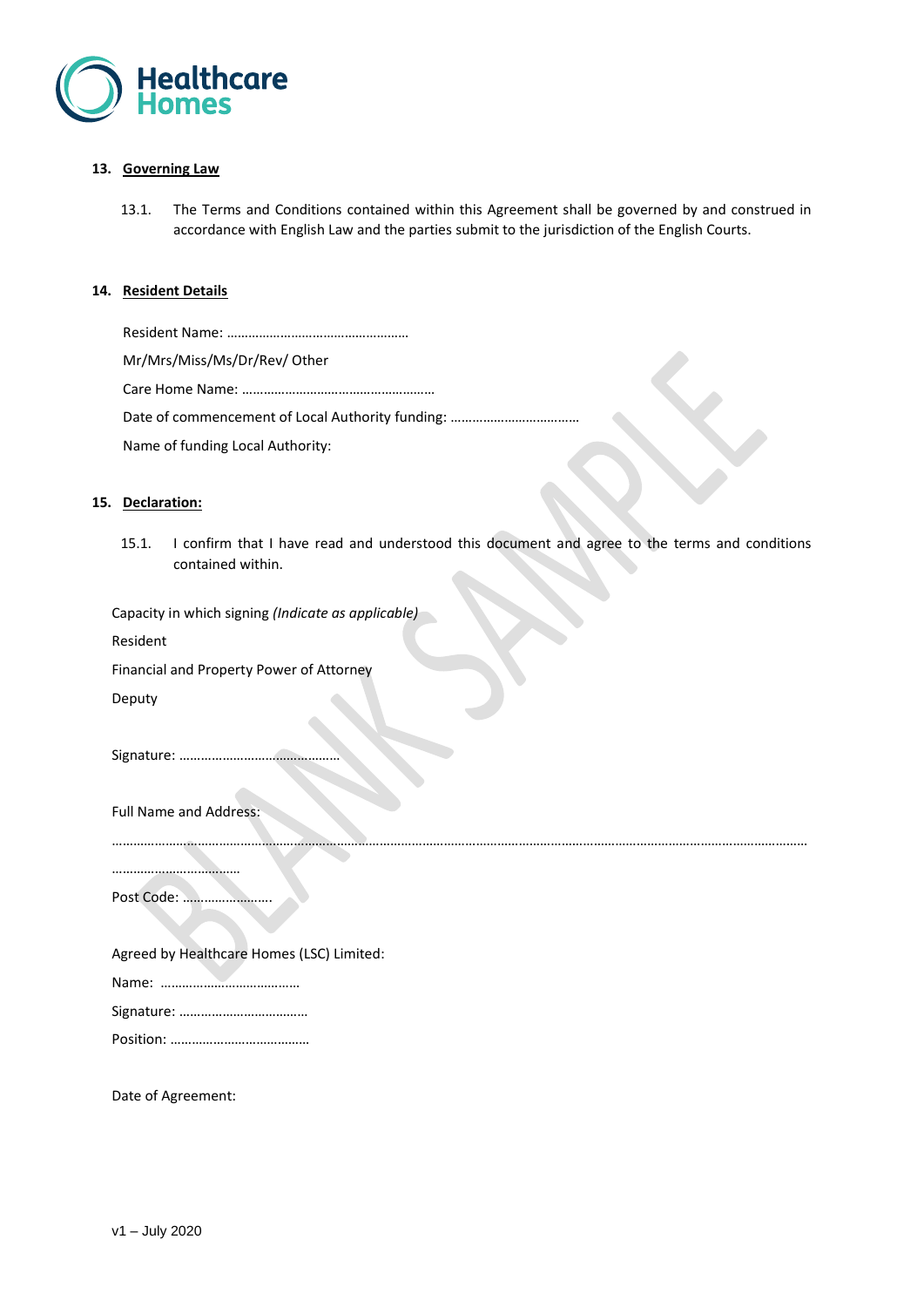## 13. Governing Law

13.1. The Terms and Conditions contained within this Agreement shall be governed by and construed in accordance with English Law and the parties submit to the jurisdiction of the English Courts.

## 14. Resident Details

Resident Name: ……………………………………………

Mr/Mrs/Miss/Ms/Dr/Rev/ Other

Care Home Name: ………………………………………………

Date of commencement of Local Authority funding: ………………………………

Name of funding Local Authority:

## 15. Declaration:

15.1. I confirm that I have read and understood this document and agree to the terms and conditions contained within.

Capacity in which signing *(Indicate as applicable)*

Resident

Financial and Property Power of Attorney

Deputy

Signature: ………………………………………

Full Name and Address:

……………………………………………………………………………………………………………………………………………………………

………………………………

Post Code: …………………….

Agreed by Healthcare Homes (LSC) Limited:

Name: …………………………………

Signature: ………………………………

Position: …………………………………

Date of Agreement:

v1 – July 2020